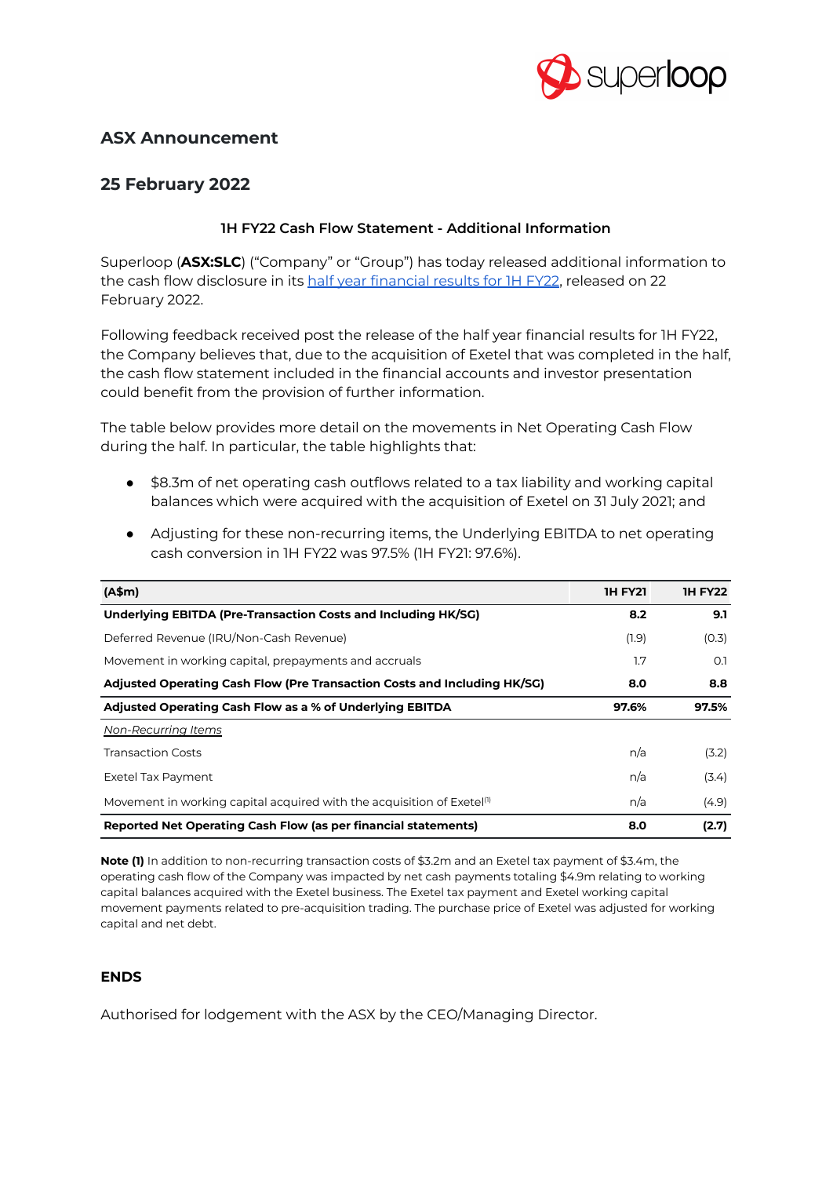## ASX Announcement

## 25 February 2022

### 1H FY22 Cash Flow Statement - Additional Information

Superloop (**ASX:SLC**) ("Company" or "Group") has today released additional information to the cash flow disclosure in its half year financial results for 1H FY22, released on 22 February 2022.

Following feedback received post the release of the half year financial results for 1H FY22, the Company believes that, due to the acquisition of Exetel that was completed in the half, the cash flow statement included in the financial accounts and investor presentation could benefit from the provision of further information.

The table below provides more detail on the movements in Net Operating Cash Flow during the half. In particular, the table highlights that:

- $8.3m of net operating cash outflows related to a tax liability and working capital balances which were acquired with the acquisition of Exetel on 31 July 2021; and
- Adjusting for these non-recurring items, the Underlying EBITDA to net operating cash conversion in 1H FY22 was 97.5% (1H FY21: 97.6%).

| (A$m) | 1H FY21 | 1H FY22 |
|---|---|---|
| **Underlying EBITDA (Pre-Transaction Costs and Including HK/SG)** | **8.2** | **9.1** |
| Deferred Revenue (IRU/Non-Cash Revenue) | (1.9) | (0.3) |
| Movement in working capital, prepayments and accruals | 1.7 | 0.1 |
| **Adjusted Operating Cash Flow (Pre Transaction Costs and Including HK/SG)** | **8.0** | **8.8** |
| **Adjusted Operating Cash Flow as a % of Underlying EBITDA** | **97.6%** | **97.5%** |
| *Non-Recurring Items* | | |
| Transaction Costs | n/a | (3.2) |
| Exetel Tax Payment | n/a | (3.4) |
| Movement in working capital acquired with the acquisition of Exetel[1] | n/a | (4.9) |
| **Reported Net Operating Cash Flow (as per financial statements)** | **8.0** | **(2.7)** |

**Note (1)** In addition to non-recurring transaction costs of $3.2m and an Exetel tax payment of $3.4m, the operating cash flow of the Company was impacted by net cash payments totaling $4.9m relating to working capital balances acquired with the Exetel business. The Exetel tax payment and Exetel working capital movement payments related to pre-acquisition trading. The purchase price of Exetel was adjusted for working capital and net debt.

**ENDS**

Authorised for lodgement with the ASX by the CEO/Managing Director.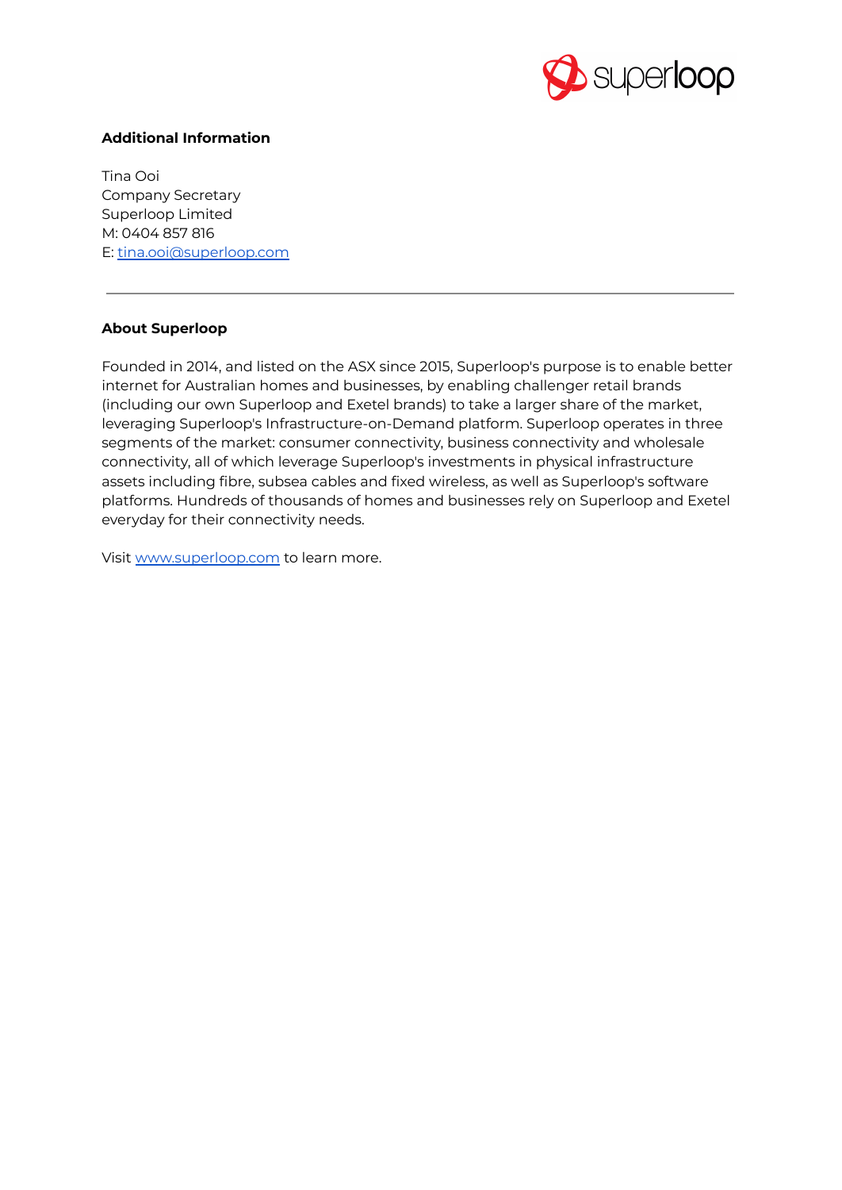**Additional Information**

Tina Ooi  
Company Secretary  
Superloop Limited  
M: 0404 857 816  
E: tina.ooi@superloop.com

---

**About Superloop**

Founded in 2014, and listed on the ASX since 2015, Superloop's purpose is to enable better internet for Australian homes and businesses, by enabling challenger retail brands (including our own Superloop and Exetel brands) to take a larger share of the market, leveraging Superloop's Infrastructure-on-Demand platform. Superloop operates in three segments of the market: consumer connectivity, business connectivity and wholesale connectivity, all of which leverage Superloop's investments in physical infrastructure assets including fibre, subsea cables and fixed wireless, as well as Superloop's software platforms. Hundreds of thousands of homes and businesses rely on Superloop and Exetel everyday for their connectivity needs.

Visit www.superloop.com to learn more.